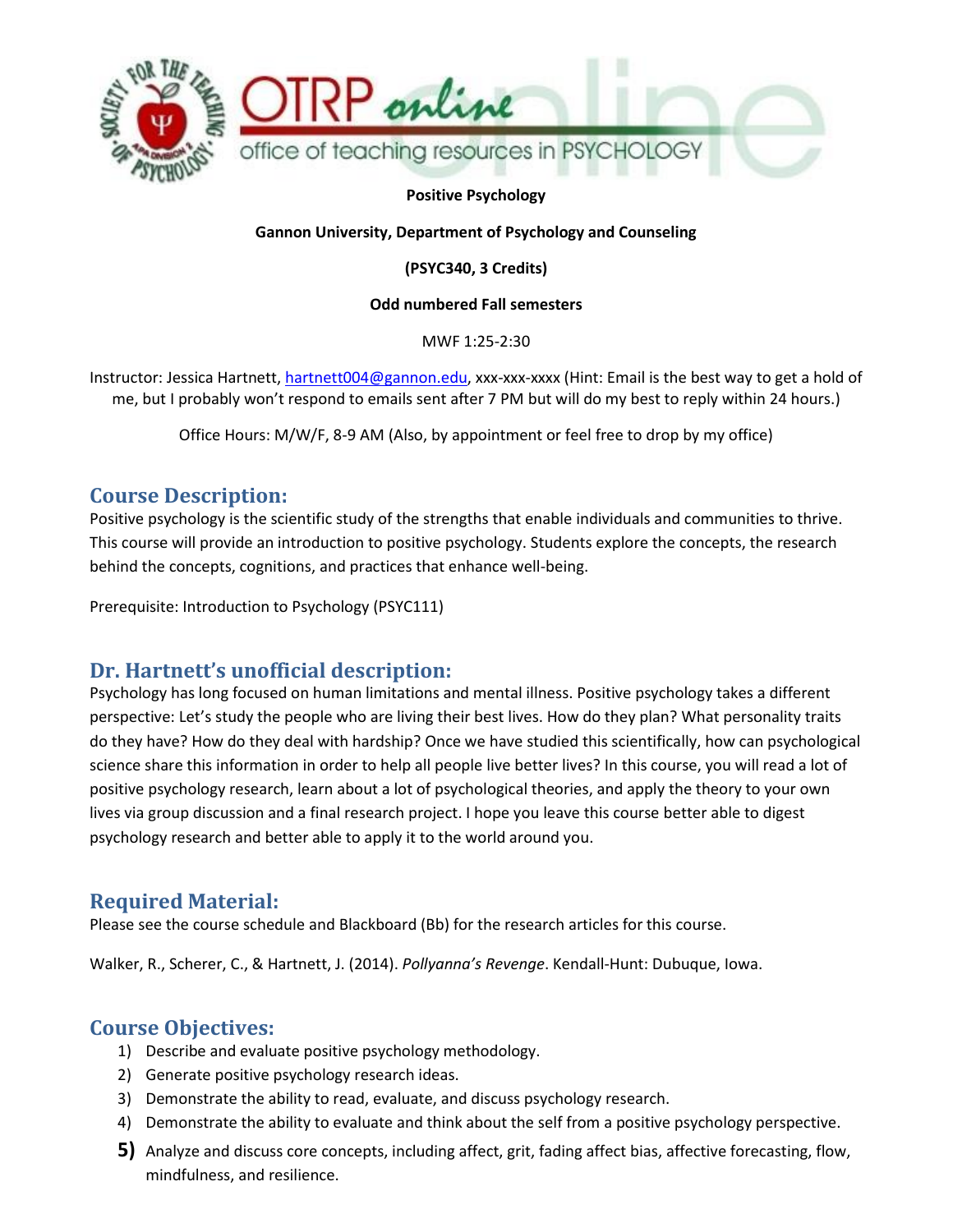**Positive Psychology**

**Gannon University, Department of Psychology and Counseling**

**(PSYC340, 3 Credits)**

**Odd numbered Fall semesters**

MWF 1:25-2:30

Instructor: Jessica Hartnett, hartnett004@gannon.edu, xxx-xxx-xxxx (Hint: Email is the best way to get a hold of me, but I probably won't respond to emails sent after 7 PM but will do my best to reply within 24 hours.)

Office Hours: M/W/F, 8-9 AM (Also, by appointment or feel free to drop by my office)

## Course Description:

Positive psychology is the scientific study of the strengths that enable individuals and communities to thrive. This course will provide an introduction to positive psychology. Students explore the concepts, the research behind the concepts, cognitions, and practices that enhance well-being.

Prerequisite: Introduction to Psychology (PSYC111)

## Dr. Hartnett's unofficial description:

Psychology has long focused on human limitations and mental illness. Positive psychology takes a different perspective: Let's study the people who are living their best lives. How do they plan? What personality traits do they have? How do they deal with hardship? Once we have studied this scientifically, how can psychological science share this information in order to help all people live better lives? In this course, you will read a lot of positive psychology research, learn about a lot of psychological theories, and apply the theory to your own lives via group discussion and a final research project. I hope you leave this course better able to digest psychology research and better able to apply it to the world around you.

## Required Material:

Please see the course schedule and Blackboard (Bb) for the research articles for this course.

Walker, R., Scherer, C., & Hartnett, J. (2014). *Pollyanna's Revenge*. Kendall-Hunt: Dubuque, Iowa.

## Course Objectives:

1) Describe and evaluate positive psychology methodology.
2) Generate positive psychology research ideas.
3) Demonstrate the ability to read, evaluate, and discuss psychology research.
4) Demonstrate the ability to evaluate and think about the self from a positive psychology perspective.
5) Analyze and discuss core concepts, including affect, grit, fading affect bias, affective forecasting, flow, mindfulness, and resilience.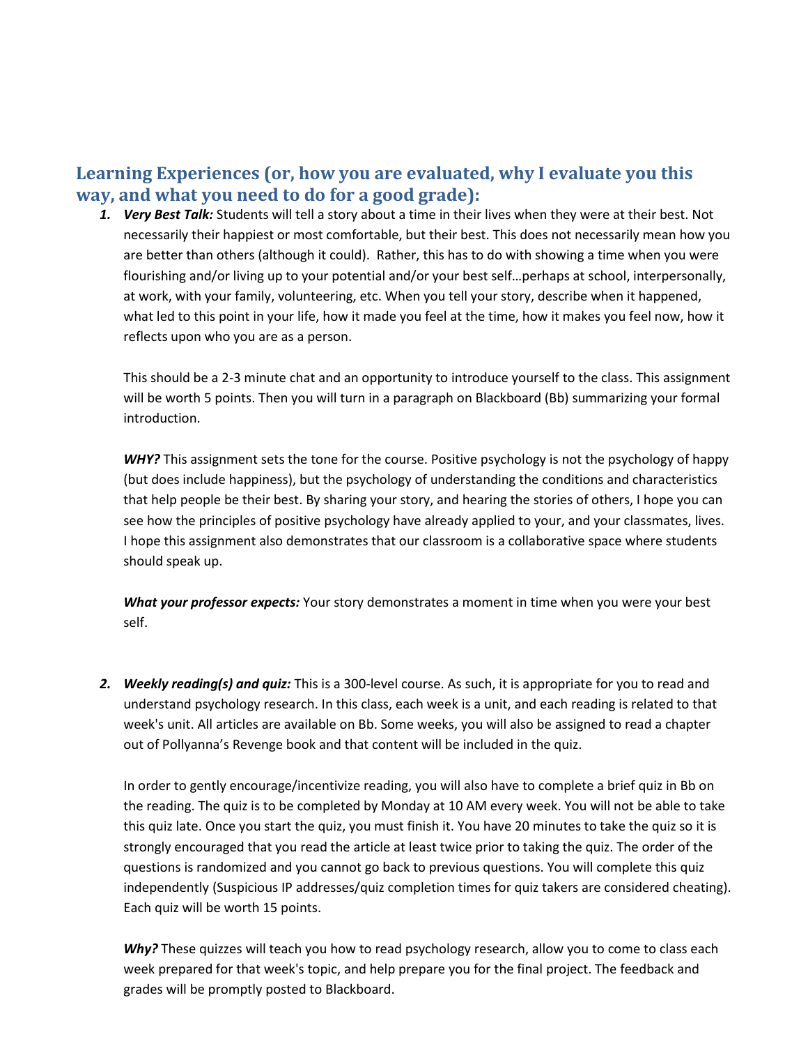## Learning Experiences (or, how you are evaluated, why I evaluate you this way, and what you need to do for a good grade):

1. ***Very Best Talk:*** Students will tell a story about a time in their lives when they were at their best. Not necessarily their happiest or most comfortable, but their best. This does not necessarily mean how you are better than others (although it could). Rather, this has to do with showing a time when you were flourishing and/or living up to your potential and/or your best self…perhaps at school, interpersonally, at work, with your family, volunteering, etc. When you tell your story, describe when it happened, what led to this point in your life, how it made you feel at the time, how it makes you feel now, how it reflects upon who you are as a person.

   This should be a 2-3 minute chat and an opportunity to introduce yourself to the class. This assignment will be worth 5 points. Then you will turn in a paragraph on Blackboard (Bb) summarizing your formal introduction.

   ***WHY?*** This assignment sets the tone for the course. Positive psychology is not the psychology of happy (but does include happiness), but the psychology of understanding the conditions and characteristics that help people be their best. By sharing your story, and hearing the stories of others, I hope you can see how the principles of positive psychology have already applied to your, and your classmates, lives. I hope this assignment also demonstrates that our classroom is a collaborative space where students should speak up.

   ***What your professor expects:*** Your story demonstrates a moment in time when you were your best self.

2. ***Weekly reading(s) and quiz:*** This is a 300-level course. As such, it is appropriate for you to read and understand psychology research. In this class, each week is a unit, and each reading is related to that week's unit. All articles are available on Bb. Some weeks, you will also be assigned to read a chapter out of Pollyanna's Revenge book and that content will be included in the quiz.

   In order to gently encourage/incentivize reading, you will also have to complete a brief quiz in Bb on the reading. The quiz is to be completed by Monday at 10 AM every week. You will not be able to take this quiz late. Once you start the quiz, you must finish it. You have 20 minutes to take the quiz so it is strongly encouraged that you read the article at least twice prior to taking the quiz. The order of the questions is randomized and you cannot go back to previous questions. You will complete this quiz independently (Suspicious IP addresses/quiz completion times for quiz takers are considered cheating). Each quiz will be worth 15 points.

   ***Why?*** These quizzes will teach you how to read psychology research, allow you to come to class each week prepared for that week's topic, and help prepare you for the final project. The feedback and grades will be promptly posted to Blackboard.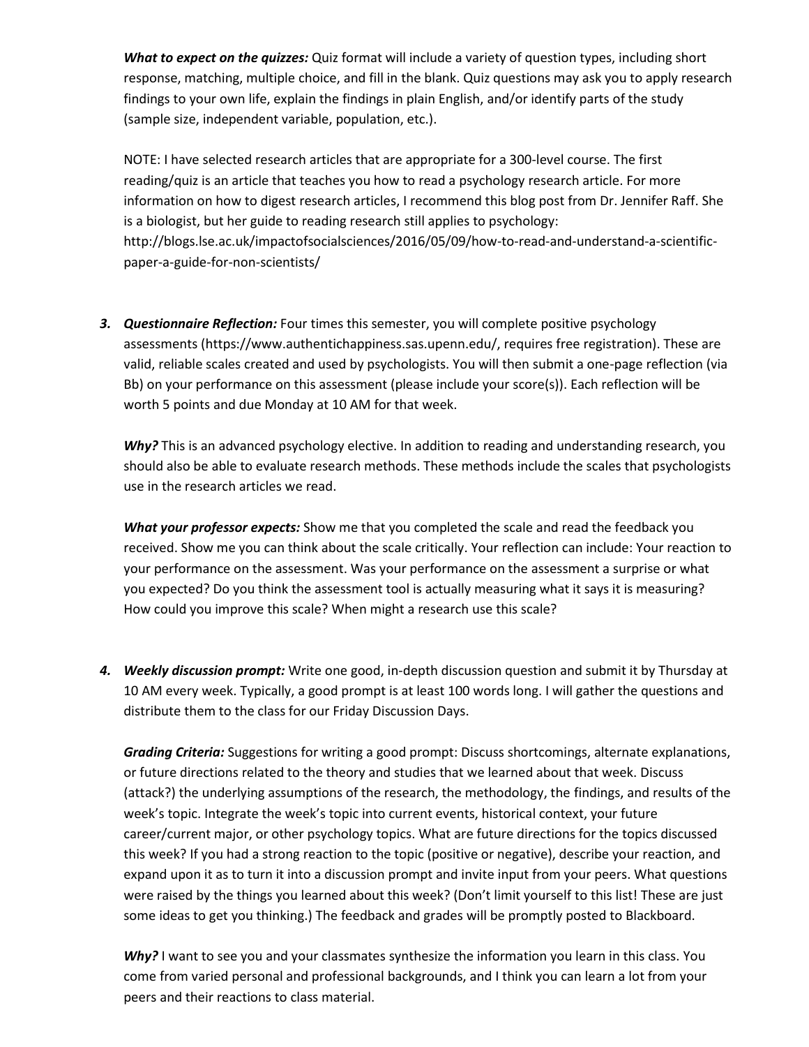***What to expect on the quizzes:*** Quiz format will include a variety of question types, including short response, matching, multiple choice, and fill in the blank. Quiz questions may ask you to apply research findings to your own life, explain the findings in plain English, and/or identify parts of the study (sample size, independent variable, population, etc.).

NOTE: I have selected research articles that are appropriate for a 300-level course. The first reading/quiz is an article that teaches you how to read a psychology research article. For more information on how to digest research articles, I recommend this blog post from Dr. Jennifer Raff. She is a biologist, but her guide to reading research still applies to psychology: http://blogs.lse.ac.uk/impactofsocialsciences/2016/05/09/how-to-read-and-understand-a-scientific-paper-a-guide-for-non-scientists/

3. ***Questionnaire Reflection:*** Four times this semester, you will complete positive psychology assessments (https://www.authentichappiness.sas.upenn.edu/, requires free registration). These are valid, reliable scales created and used by psychologists. You will then submit a one-page reflection (via Bb) on your performance on this assessment (please include your score(s)). Each reflection will be worth 5 points and due Monday at 10 AM for that week.

   ***Why?*** This is an advanced psychology elective. In addition to reading and understanding research, you should also be able to evaluate research methods. These methods include the scales that psychologists use in the research articles we read.

   ***What your professor expects:*** Show me that you completed the scale and read the feedback you received. Show me you can think about the scale critically. Your reflection can include: Your reaction to your performance on the assessment. Was your performance on the assessment a surprise or what you expected? Do you think the assessment tool is actually measuring what it says it is measuring? How could you improve this scale? When might a research use this scale?

4. ***Weekly discussion prompt:*** Write one good, in-depth discussion question and submit it by Thursday at 10 AM every week. Typically, a good prompt is at least 100 words long. I will gather the questions and distribute them to the class for our Friday Discussion Days.

   ***Grading Criteria:*** Suggestions for writing a good prompt: Discuss shortcomings, alternate explanations, or future directions related to the theory and studies that we learned about that week. Discuss (attack?) the underlying assumptions of the research, the methodology, the findings, and results of the week's topic. Integrate the week's topic into current events, historical context, your future career/current major, or other psychology topics. What are future directions for the topics discussed this week? If you had a strong reaction to the topic (positive or negative), describe your reaction, and expand upon it as to turn it into a discussion prompt and invite input from your peers. What questions were raised by the things you learned about this week? (Don't limit yourself to this list! These are just some ideas to get you thinking.) The feedback and grades will be promptly posted to Blackboard.

   ***Why?*** I want to see you and your classmates synthesize the information you learn in this class. You come from varied personal and professional backgrounds, and I think you can learn a lot from your peers and their reactions to class material.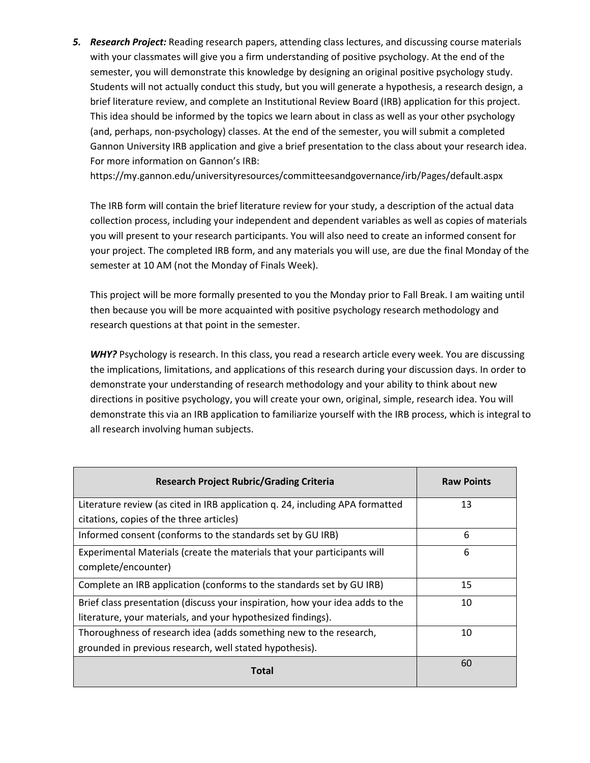5. ***Research Project:*** Reading research papers, attending class lectures, and discussing course materials with your classmates will give you a firm understanding of positive psychology. At the end of the semester, you will demonstrate this knowledge by designing an original positive psychology study. Students will not actually conduct this study, but you will generate a hypothesis, a research design, a brief literature review, and complete an Institutional Review Board (IRB) application for this project. This idea should be informed by the topics we learn about in class as well as your other psychology (and, perhaps, non-psychology) classes. At the end of the semester, you will submit a completed Gannon University IRB application and give a brief presentation to the class about your research idea. For more information on Gannon's IRB: https://my.gannon.edu/universityresources/committeesandgovernance/irb/Pages/default.aspx

   The IRB form will contain the brief literature review for your study, a description of the actual data collection process, including your independent and dependent variables as well as copies of materials you will present to your research participants. You will also need to create an informed consent for your project. The completed IRB form, and any materials you will use, are due the final Monday of the semester at 10 AM (not the Monday of Finals Week).

   This project will be more formally presented to you the Monday prior to Fall Break. I am waiting until then because you will be more acquainted with positive psychology research methodology and research questions at that point in the semester.

   ***WHY?*** Psychology is research. In this class, you read a research article every week. You are discussing the implications, limitations, and applications of this research during your discussion days. In order to demonstrate your understanding of research methodology and your ability to think about new directions in positive psychology, you will create your own, original, simple, research idea. You will demonstrate this via an IRB application to familiarize yourself with the IRB process, which is integral to all research involving human subjects.

| Research Project Rubric/Grading Criteria | Raw Points |
| --- | --- |
| Literature review (as cited in IRB application q. 24, including APA formatted citations, copies of the three articles) | 13 |
| Informed consent (conforms to the standards set by GU IRB) | 6 |
| Experimental Materials (create the materials that your participants will complete/encounter) | 6 |
| Complete an IRB application (conforms to the standards set by GU IRB) | 15 |
| Brief class presentation (discuss your inspiration, how your idea adds to the literature, your materials, and your hypothesized findings). | 10 |
| Thoroughness of research idea (adds something new to the research, grounded in previous research, well stated hypothesis). | 10 |
| **Total** | 60 |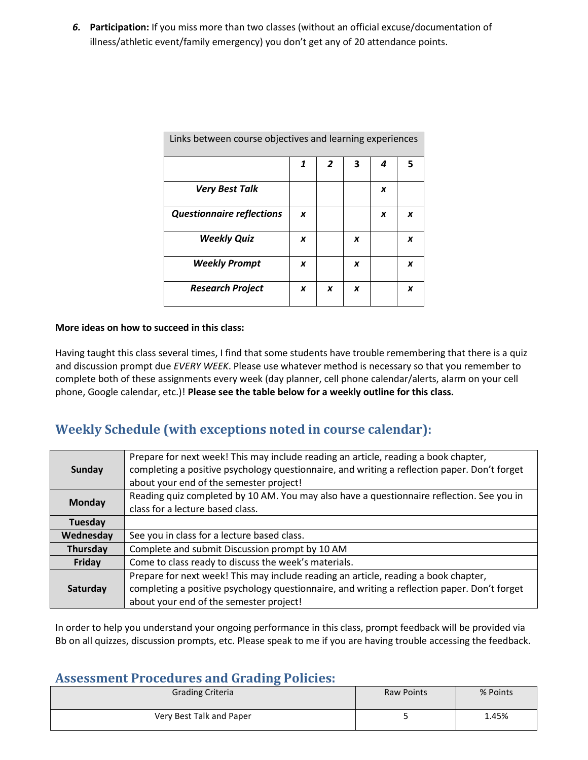*6.* **Participation:** If you miss more than two classes (without an official excuse/documentation of illness/athletic event/family emergency) you don't get any of 20 attendance points.

| Links between course objectives and learning experiences | | | | | |
|---|---|---|---|---|---|
| | ***1*** | ***2*** | **3** | ***4*** | **5** |
| ***Very Best Talk*** | | | | ***x*** | |
| ***Questionnaire reflections*** | ***x*** | | | ***x*** | ***x*** |
| ***Weekly Quiz*** | ***x*** | | ***x*** | | ***x*** |
| ***Weekly Prompt*** | ***x*** | | ***x*** | | ***x*** |
| ***Research Project*** | ***x*** | ***x*** | ***x*** | | ***x*** |

**More ideas on how to succeed in this class:**

Having taught this class several times, I find that some students have trouble remembering that there is a quiz and discussion prompt due *EVERY WEEK*. Please use whatever method is necessary so that you remember to complete both of these assignments every week (day planner, cell phone calendar/alerts, alarm on your cell phone, Google calendar, etc.)! **Please see the table below for a weekly outline for this class.**

## Weekly Schedule (with exceptions noted in course calendar):

| | |
|---|---|
| **Sunday** | Prepare for next week! This may include reading an article, reading a book chapter, completing a positive psychology questionnaire, and writing a reflection paper. Don't forget about your end of the semester project! |
| **Monday** | Reading quiz completed by 10 AM. You may also have a questionnaire reflection. See you in class for a lecture based class. |
| **Tuesday** | |
| **Wednesday** | See you in class for a lecture based class. |
| **Thursday** | Complete and submit Discussion prompt by 10 AM |
| **Friday** | Come to class ready to discuss the week's materials. |
| **Saturday** | Prepare for next week! This may include reading an article, reading a book chapter, completing a positive psychology questionnaire, and writing a reflection paper. Don't forget about your end of the semester project! |

In order to help you understand your ongoing performance in this class, prompt feedback will be provided via Bb on all quizzes, discussion prompts, etc. Please speak to me if you are having trouble accessing the feedback.

## Assessment Procedures and Grading Policies:

| Grading Criteria | Raw Points | % Points |
|---|---|---|
| Very Best Talk and Paper | 5 | 1.45% |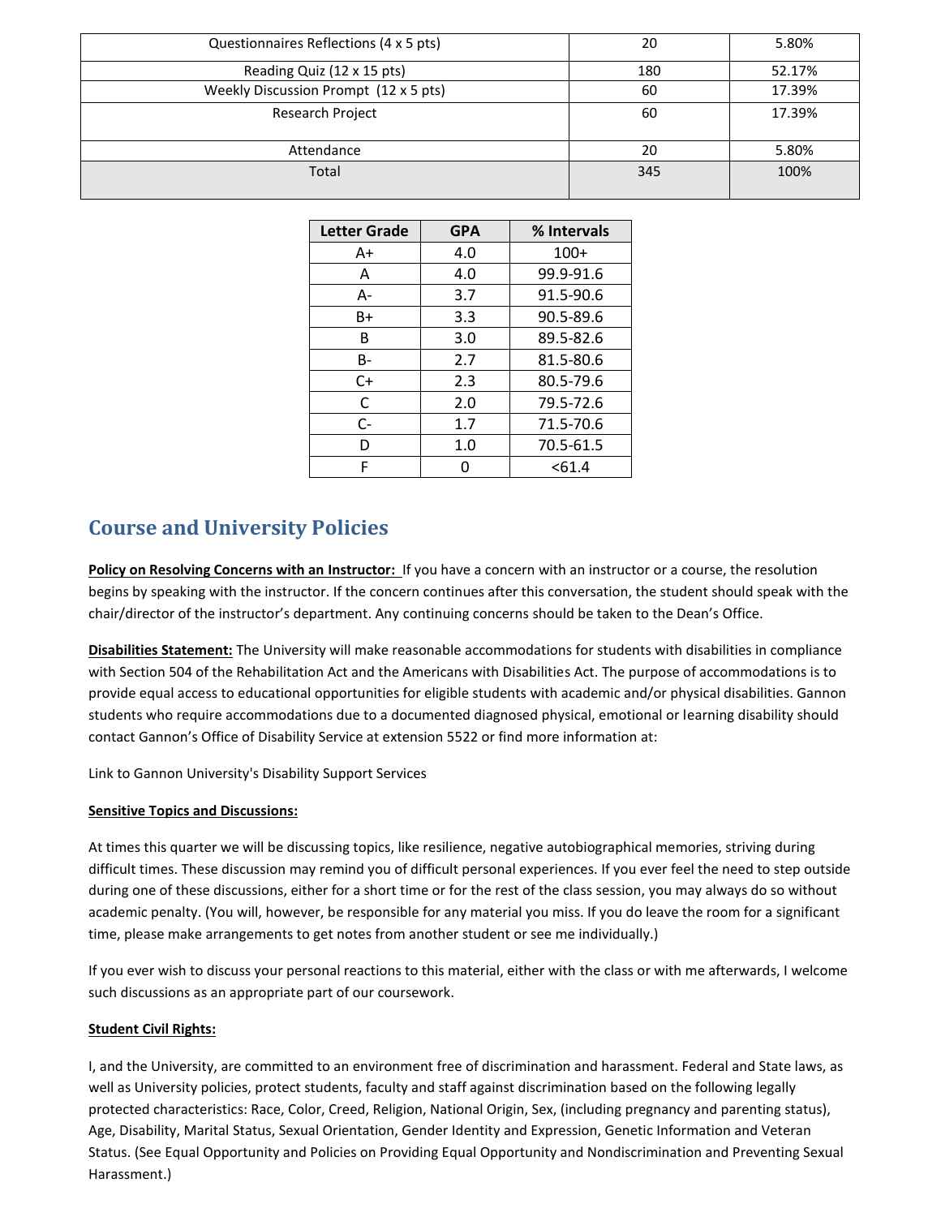| | | |
|---|---|---|
| Questionnaires Reflections (4 x 5 pts) | 20 | 5.80% |
| Reading Quiz (12 x 15 pts) | 180 | 52.17% |
| Weekly Discussion Prompt (12 x 5 pts) | 60 | 17.39% |
| Research Project | 60 | 17.39% |
| Attendance | 20 | 5.80% |
| Total | 345 | 100% |

| Letter Grade | GPA | % Intervals |
|---|---|---|
| A+ | 4.0 | 100+ |
| A | 4.0 | 99.9-91.6 |
| A- | 3.7 | 91.5-90.6 |
| B+ | 3.3 | 90.5-89.6 |
| B | 3.0 | 89.5-82.6 |
| B- | 2.7 | 81.5-80.6 |
| C+ | 2.3 | 80.5-79.6 |
| C | 2.0 | 79.5-72.6 |
| C- | 1.7 | 71.5-70.6 |
| D | 1.0 | 70.5-61.5 |
| F | 0 | <61.4 |

## Course and University Policies

**Policy on Resolving Concerns with an Instructor:** If you have a concern with an instructor or a course, the resolution begins by speaking with the instructor. If the concern continues after this conversation, the student should speak with the chair/director of the instructor's department. Any continuing concerns should be taken to the Dean's Office.

**Disabilities Statement:** The University will make reasonable accommodations for students with disabilities in compliance with Section 504 of the Rehabilitation Act and the Americans with Disabilities Act. The purpose of accommodations is to provide equal access to educational opportunities for eligible students with academic and/or physical disabilities. Gannon students who require accommodations due to a documented diagnosed physical, emotional or learning disability should contact Gannon's Office of Disability Service at extension 5522 or find more information at:

Link to Gannon University's Disability Support Services

**Sensitive Topics and Discussions:**

At times this quarter we will be discussing topics, like resilience, negative autobiographical memories, striving during difficult times. These discussion may remind you of difficult personal experiences. If you ever feel the need to step outside during one of these discussions, either for a short time or for the rest of the class session, you may always do so without academic penalty. (You will, however, be responsible for any material you miss. If you do leave the room for a significant time, please make arrangements to get notes from another student or see me individually.)

If you ever wish to discuss your personal reactions to this material, either with the class or with me afterwards, I welcome such discussions as an appropriate part of our coursework.

**Student Civil Rights:**

I, and the University, are committed to an environment free of discrimination and harassment. Federal and State laws, as well as University policies, protect students, faculty and staff against discrimination based on the following legally protected characteristics: Race, Color, Creed, Religion, National Origin, Sex, (including pregnancy and parenting status), Age, Disability, Marital Status, Sexual Orientation, Gender Identity and Expression, Genetic Information and Veteran Status. (See Equal Opportunity and Policies on Providing Equal Opportunity and Nondiscrimination and Preventing Sexual Harassment.)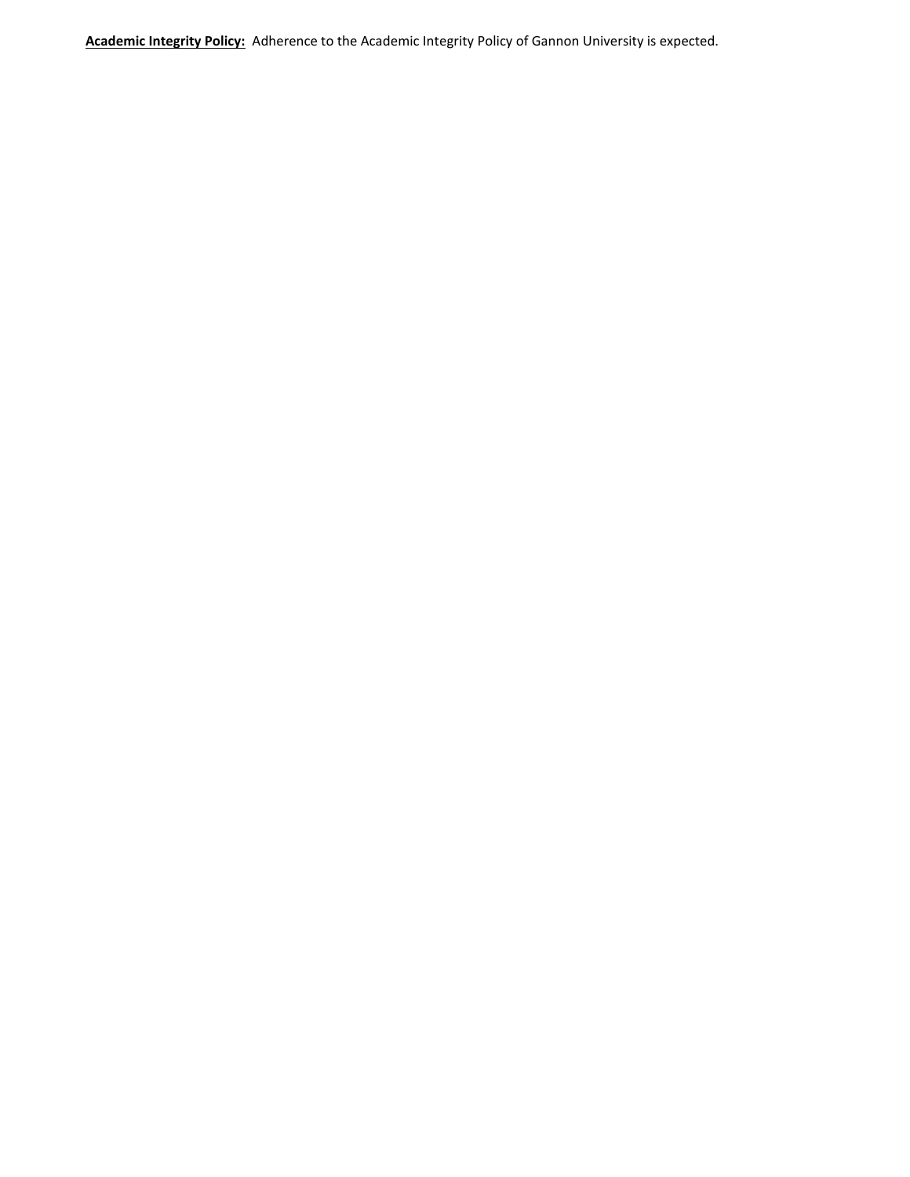**<u>Academic Integrity Policy:</u>** Adherence to the Academic Integrity Policy of Gannon University is expected.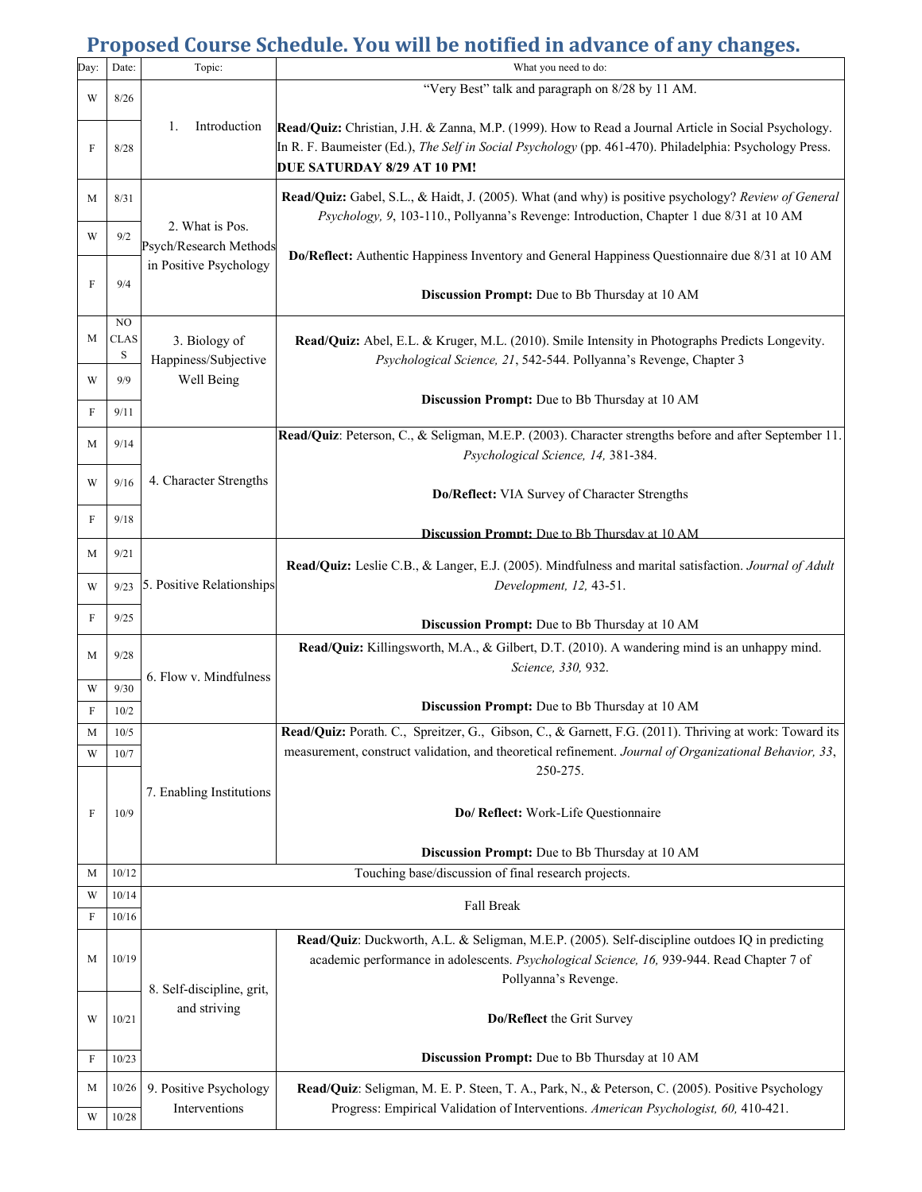# Proposed Course Schedule. You will be notified in advance of any changes.

| Day: | Date: | Topic: | What you need to do: |
|---|---|---|---|
| W | 8/26 | 1. Introduction | "Very Best" talk and paragraph on 8/28 by 11 AM. |
| F | 8/28 | | **Read/Quiz:** Christian, J.H. & Zanna, M.P. (1999). How to Read a Journal Article in Social Psychology. In R. F. Baumeister (Ed.), *The Self in Social Psychology* (pp. 461-470). Philadelphia: Psychology Press. **DUE SATURDAY 8/29 AT 10 PM!** |
| M | 8/31 | 2. What is Pos. Psych/Research Methods in Positive Psychology | **Read/Quiz:** Gabel, S.L., & Haidt, J. (2005). What (and why) is positive psychology? *Review of General Psychology, 9*, 103-110., Pollyanna's Revenge: Introduction, Chapter 1 due 8/31 at 10 AM |
| W | 9/2 | | **Do/Reflect:** Authentic Happiness Inventory and General Happiness Questionnaire due 8/31 at 10 AM |
| F | 9/4 | | **Discussion Prompt:** Due to Bb Thursday at 10 AM |
| M | NO CLASS | 3. Biology of Happiness/Subjective Well Being | **Read/Quiz:** Abel, E.L. & Kruger, M.L. (2010). Smile Intensity in Photographs Predicts Longevity. *Psychological Science, 21*, 542-544. Pollyanna's Revenge, Chapter 3 |
| W | 9/9 | | **Discussion Prompt:** Due to Bb Thursday at 10 AM |
| F | 9/11 | | |
| M | 9/14 | 4. Character Strengths | **Read/Quiz**: Peterson, C., & Seligman, M.E.P. (2003). Character strengths before and after September 11. *Psychological Science, 14,* 381-384. |
| W | 9/16 | | **Do/Reflect:** VIA Survey of Character Strengths |
| F | 9/18 | | **Discussion Prompt:** Due to Bb Thursday at 10 AM |
| M | 9/21 | 5. Positive Relationships | **Read/Quiz:** Leslie C.B., & Langer, E.J. (2005). Mindfulness and marital satisfaction. *Journal of Adult Development, 12,* 43-51. |
| W | 9/23 | | |
| F | 9/25 | | **Discussion Prompt:** Due to Bb Thursday at 10 AM |
| M | 9/28 | 6. Flow v. Mindfulness | **Read/Quiz:** Killingsworth, M.A., & Gilbert, D.T. (2010). A wandering mind is an unhappy mind. *Science, 330,* 932. |
| W | 9/30 | | |
| F | 10/2 | | **Discussion Prompt:** Due to Bb Thursday at 10 AM |
| M | 10/5 | 7. Enabling Institutions | **Read/Quiz:** Porath. C., Spreitzer, G., Gibson, C., & Garnett, F.G. (2011). Thriving at work: Toward its measurement, construct validation, and theoretical refinement. *Journal of Organizational Behavior, 33*, 250-275. |
| W | 10/7 | | **Do/ Reflect:** Work-Life Questionnaire |
| F | 10/9 | | **Discussion Prompt:** Due to Bb Thursday at 10 AM |
| M | 10/12 | Touching base/discussion of final research projects. | |
| W | 10/14 | Fall Break | |
| F | 10/16 | | |
| M | 10/19 | 8. Self-discipline, grit, and striving | **Read/Quiz**: Duckworth, A.L. & Seligman, M.E.P. (2005). Self-discipline outdoes IQ in predicting academic performance in adolescents. *Psychological Science, 16,* 939-944. Read Chapter 7 of Pollyanna's Revenge. |
| W | 10/21 | | **Do/Reflect** the Grit Survey |
| F | 10/23 | | **Discussion Prompt:** Due to Bb Thursday at 10 AM |
| M | 10/26 | 9. Positive Psychology Interventions | **Read/Quiz**: Seligman, M. E. P. Steen, T. A., Park, N., & Peterson, C. (2005). Positive Psychology Progress: Empirical Validation of Interventions. *American Psychologist, 60,* 410-421. |
| W | 10/28 | | |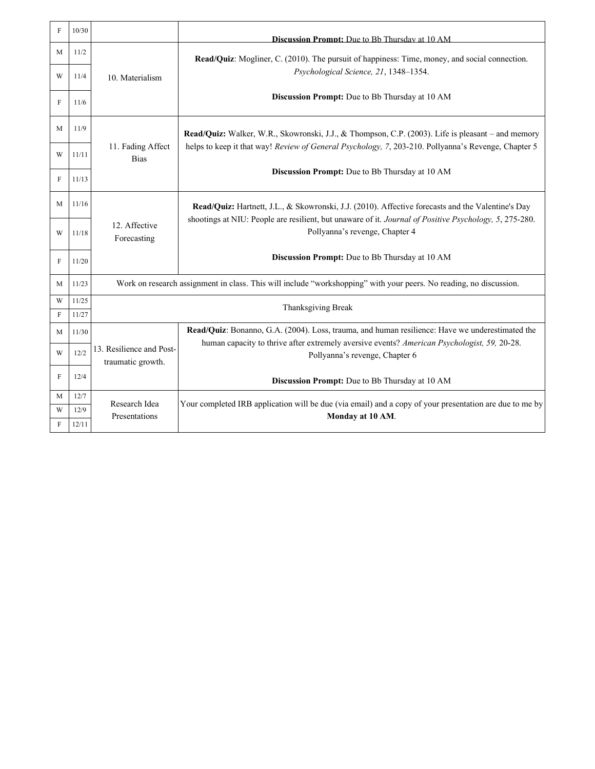| | | | |
|---|---|---|---|
| F | 10/30 | | **Discussion Prompt:** Due to Bb Thursday at 10 AM |
| M | 11/2 | 10. Materialism | **Read/Quiz**: Mogliner, C. (2010). The pursuit of happiness: Time, money, and social connection. *Psychological Science, 21*, 1348–1354. **Discussion Prompt:** Due to Bb Thursday at 10 AM |
| W | 11/4 | | |
| F | 11/6 | | |
| M | 11/9 | 11. Fading Affect Bias | **Read/Quiz:** Walker, W.R., Skowronski, J.J., & Thompson, C.P. (2003). Life is pleasant – and memory helps to keep it that way! *Review of General Psychology, 7*, 203-210. Pollyanna's Revenge, Chapter 5 **Discussion Prompt:** Due to Bb Thursday at 10 AM |
| W | 11/11 | | |
| F | 11/13 | | |
| M | 11/16 | 12. Affective Forecasting | **Read/Quiz:** Hartnett, J.L., & Skowronski, J.J. (2010). Affective forecasts and the Valentine's Day shootings at NIU: People are resilient, but unaware of it. *Journal of Positive Psychology, 5*, 275-280. Pollyanna's revenge, Chapter 4 **Discussion Prompt:** Due to Bb Thursday at 10 AM |
| W | 11/18 | | |
| F | 11/20 | | |
| M | 11/23 | Work on research assignment in class. This will include "workshopping" with your peers. No reading, no discussion. | |
| W | 11/25 | Thanksgiving Break | |
| F | 11/27 | | |
| M | 11/30 | 13. Resilience and Post-traumatic growth. | **Read/Quiz**: Bonanno, G.A. (2004). Loss, trauma, and human resilience: Have we underestimated the human capacity to thrive after extremely aversive events? *American Psychologist, 59,* 20-28. Pollyanna's revenge, Chapter 6 **Discussion Prompt:** Due to Bb Thursday at 10 AM |
| W | 12/2 | | |
| F | 12/4 | | |
| M | 12/7 | Research Idea Presentations | Your completed IRB application will be due (via email) and a copy of your presentation are due to me by **Monday at 10 AM**. |
| W | 12/9 | | |
| F | 12/11 | | |